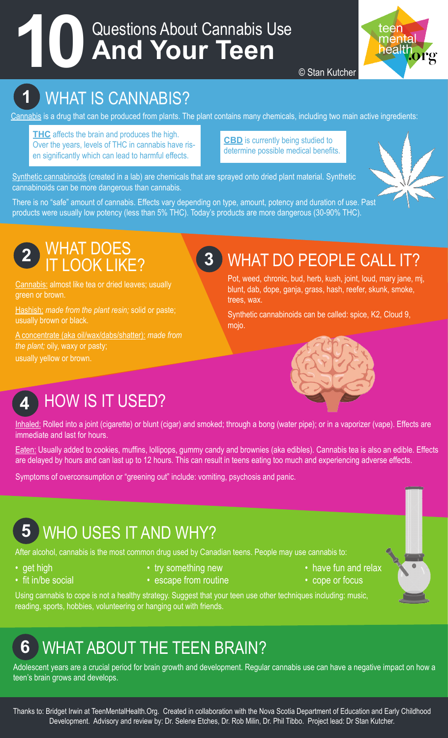# 10 Questions About Cannabis Use And Your Teen

© Stan Kutcher

teen mental health .org

## 1 WHAT IS CANNABIS?

Cannabis is a drug that can be produced from plants. The plant contains many chemicals, including two main active ingredients:

**THC** affects the brain and produces the high. Over the years, levels of THC in cannabis have risen significantly which can lead to harmful effects.

**CBD** is currently being studied to determine possible medical benefits.

Synthetic cannabinoids (created in a lab) are chemicals that are sprayed onto dried plant material. Synthetic cannabinoids can be more dangerous than cannabis.

There is no "safe" amount of cannabis. Effects vary depending on type, amount, potency and duration of use. Past products were usually low potency (less than 5% THC). Today's products are more dangerous (30-90% THC).

## 2 WHAT DOES IT LOOK LIKE?

Cannabis: almost like tea or dried leaves; usually green or brown.

Hashish: *made from the plant resin;* solid or paste; usually brown or black.

A concentrate (aka oil/wax/dabs/shatter): *made from the plant;* oily, waxy or pasty; usually yellow or brown.

## 3 WHAT DO PEOPLE CALL IT?

Pot, weed, chronic, bud, herb, kush, joint, loud, mary jane, mj, blunt, dab, dope, ganja, grass, hash, reefer, skunk, smoke, trees, wax.

Synthetic cannabinoids can be called: spice, K2, Cloud 9, mojo.

## 4 HOW IS IT USED?

Inhaled: Rolled into a joint (cigarette) or blunt (cigar) and smoked; through a bong (water pipe); or in a vaporizer (vape). Effects are immediate and last for hours.

Eaten: Usually added to cookies, muffins, lollipops, gummy candy and brownies (aka edibles). Cannabis tea is also an edible. Effects are delayed by hours and can last up to 12 hours. This can result in teens eating too much and experiencing adverse effects.

Symptoms of overconsumption or "greening out" include: vomiting, psychosis and panic.

## 5 WHO USES IT AND WHY?

After alcohol, cannabis is the most common drug used by Canadian teens. People may use cannabis to:

- get high
- fit in/be social
- try something new
- escape from routine
- have fun and relax
- cope or focus

Using cannabis to cope is not a healthy strategy. Suggest that your teen use other techniques including: music, reading, sports, hobbies, volunteering or hanging out with friends.

## 6 WHAT ABOUT THE TEEN BRAIN?

Adolescent years are a crucial period for brain growth and development. Regular cannabis use can have a negative impact on how a teen's brain grows and develops.

Thanks to: Bridget Irwin at TeenMentalHealth.Org. Created in collaboration with the Nova Scotia Department of Education and Early Childhood Development. Advisory and review by: Dr. Selene Etches, Dr. Rob Milin, Dr. Phil Tibbo. Project lead: Dr Stan Kutcher.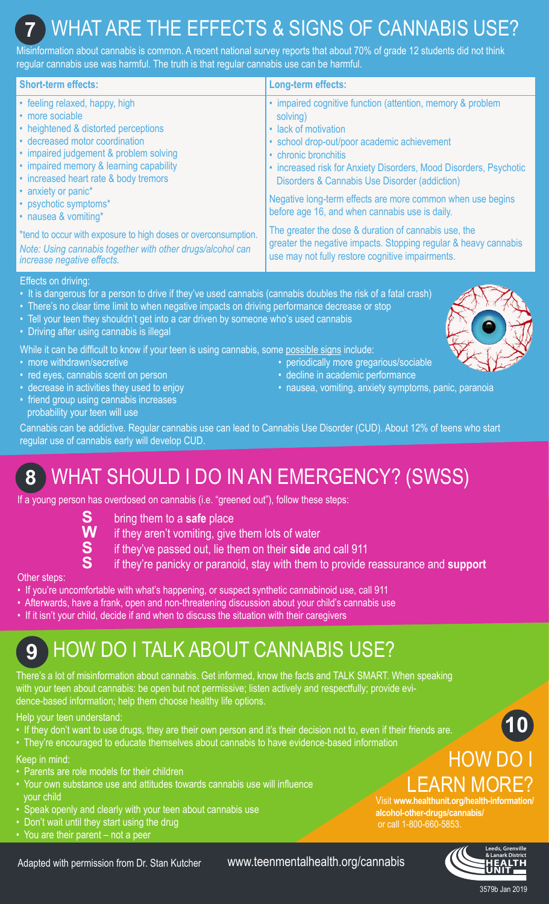# 7 WHAT ARE THE EFFECTS & SIGNS OF CANNABIS USE?

Misinformation about cannabis is common. A recent national survey reports that about 70% of grade 12 students did not think regular cannabis use was harmful. The truth is that regular cannabis use can be harmful.

| Short-term effects: | Long-term effects: |
|---|---|
| • feeling relaxed, happy, high<br>• more sociable<br>• heightened & distorted perceptions<br>• decreased motor coordination<br>• impaired judgement & problem solving<br>• impaired memory & learning capability<br>• increased heart rate & body tremors<br>• anxiety or panic*<br>• psychotic symptoms*<br>• nausea & vomiting*<br><br>*tend to occur with exposure to high doses or overconsumption.<br>*Note: Using cannabis together with other drugs/alcohol can increase negative effects.* | • impaired cognitive function (attention, memory & problem solving)<br>• lack of motivation<br>• school drop-out/poor academic achievement<br>• chronic bronchitis<br>• increased risk for Anxiety Disorders, Mood Disorders, Psychotic Disorders & Cannabis Use Disorder (addiction)<br><br>Negative long-term effects are more common when use begins before age 16, and when cannabis use is daily.<br><br>The greater the dose & duration of cannabis use, the greater the negative impacts. Stopping regular & heavy cannabis use may not fully restore cognitive impairments. |

Effects on driving:

- It is dangerous for a person to drive if they've used cannabis (cannabis doubles the risk of a fatal crash)
- There's no clear time limit to when negative impacts on driving performance decrease or stop
- Tell your teen they shouldn't get into a car driven by someone who's used cannabis
- Driving after using cannabis is illegal

While it can be difficult to know if your teen is using cannabis, some possible signs include:

- more withdrawn/secretive
- red eyes, cannabis scent on person
- decrease in activities they used to enjoy
- friend group using cannabis increases probability your teen will use
- periodically more gregarious/sociable
- decline in academic performance
- nausea, vomiting, anxiety symptoms, panic, paranoia

Cannabis can be addictive. Regular cannabis use can lead to Cannabis Use Disorder (CUD). About 12% of teens who start regular use of cannabis early will develop CUD.

# 8 WHAT SHOULD I DO IN AN EMERGENCY? (SWSS)

If a young person has overdosed on cannabis (i.e. "greened out"), follow these steps:

- **S** bring them to a **safe** place
- **W** if they aren't vomiting, give them lots of water
- **S** if they've passed out, lie them on their **side** and call 911
- **S** if they're panicky or paranoid, stay with them to provide reassurance and **support**

Other steps:

- If you're uncomfortable with what's happening, or suspect synthetic cannabinoid use, call 911
- Afterwards, have a frank, open and non-threatening discussion about your child's cannabis use
- If it isn't your child, decide if and when to discuss the situation with their caregivers

# 9 HOW DO I TALK ABOUT CANNABIS USE?

There's a lot of misinformation about cannabis. Get informed, know the facts and TALK SMART. When speaking with your teen about cannabis: be open but not permissive; listen actively and respectfully; provide evidence-based information; help them choose healthy life options.

Help your teen understand:

- If they don't want to use drugs, they are their own person and it's their decision not to, even if their friends are.
- They're encouraged to educate themselves about cannabis to have evidence-based information

Keep in mind:

- Parents are role models for their children
- Your own substance use and attitudes towards cannabis use will influence your child
- Speak openly and clearly with your teen about cannabis use
- Don't wait until they start using the drug
- You are their parent – not a peer

# 10 HOW DO I LEARN MORE?

Visit **www.healthunit.org/health-information/alcohol-other-drugs/cannabis/** or call 1-800-660-5853.

Adapted with permission from Dr. Stan Kutcher www.teenmentalhealth.org/cannabis

Leeds, Grenville & Lanark District Health Unit

3579b Jan 2019